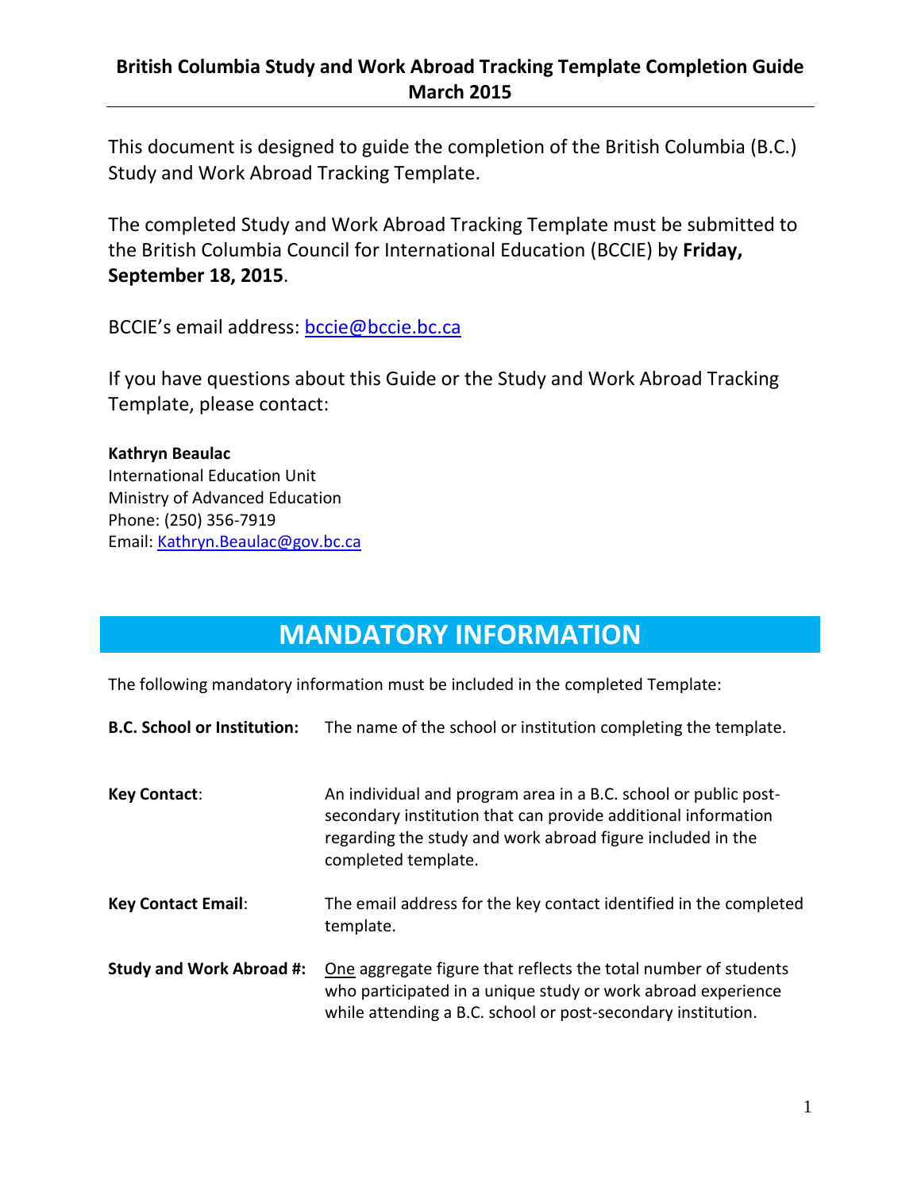# British Columbia Study and Work Abroad Tracking Template Completion Guide
## March 2015

This document is designed to guide the completion of the British Columbia (B.C.) Study and Work Abroad Tracking Template.

The completed Study and Work Abroad Tracking Template must be submitted to the British Columbia Council for International Education (BCCIE) by **Friday, September 18, 2015**.

BCCIE's email address: bccie@bccie.bc.ca

If you have questions about this Guide or the Study and Work Abroad Tracking Template, please contact:

**Kathryn Beaulac**
International Education Unit
Ministry of Advanced Education
Phone: (250) 356-7919
Email: Kathryn.Beaulac@gov.bc.ca

## MANDATORY INFORMATION

The following mandatory information must be included in the completed Template:

**B.C. School or Institution:** The name of the school or institution completing the template.

**Key Contact**: An individual and program area in a B.C. school or public post-secondary institution that can provide additional information regarding the study and work abroad figure included in the completed template.

**Key Contact Email**: The email address for the key contact identified in the completed template.

**Study and Work Abroad #:** <u>One</u> aggregate figure that reflects the total number of students who participated in a unique study or work abroad experience while attending a B.C. school or post-secondary institution.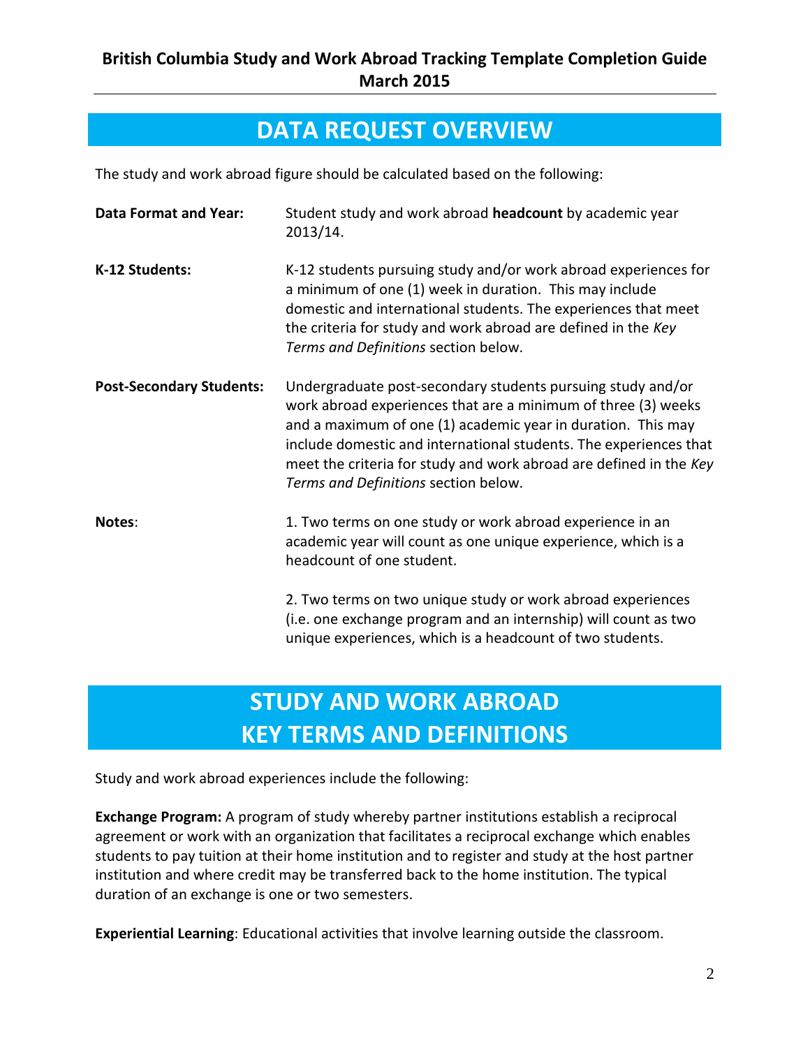# British Columbia Study and Work Abroad Tracking Template Completion Guide
## March 2015

## DATA REQUEST OVERVIEW

The study and work abroad figure should be calculated based on the following:

**Data Format and Year:** Student study and work abroad **headcount** by academic year 2013/14.

**K-12 Students:** K-12 students pursuing study and/or work abroad experiences for a minimum of one (1) week in duration. This may include domestic and international students. The experiences that meet the criteria for study and work abroad are defined in the *Key Terms and Definitions* section below.

**Post-Secondary Students:** Undergraduate post-secondary students pursuing study and/or work abroad experiences that are a minimum of three (3) weeks and a maximum of one (1) academic year in duration. This may include domestic and international students. The experiences that meet the criteria for study and work abroad are defined in the *Key Terms and Definitions* section below.

**Notes**:

1. Two terms on one study or work abroad experience in an academic year will count as one unique experience, which is a headcount of one student.

2. Two terms on two unique study or work abroad experiences (i.e. one exchange program and an internship) will count as two unique experiences, which is a headcount of two students.

## STUDY AND WORK ABROAD KEY TERMS AND DEFINITIONS

Study and work abroad experiences include the following:

**Exchange Program:** A program of study whereby partner institutions establish a reciprocal agreement or work with an organization that facilitates a reciprocal exchange which enables students to pay tuition at their home institution and to register and study at the host partner institution and where credit may be transferred back to the home institution. The typical duration of an exchange is one or two semesters.

**Experiential Learning**: Educational activities that involve learning outside the classroom.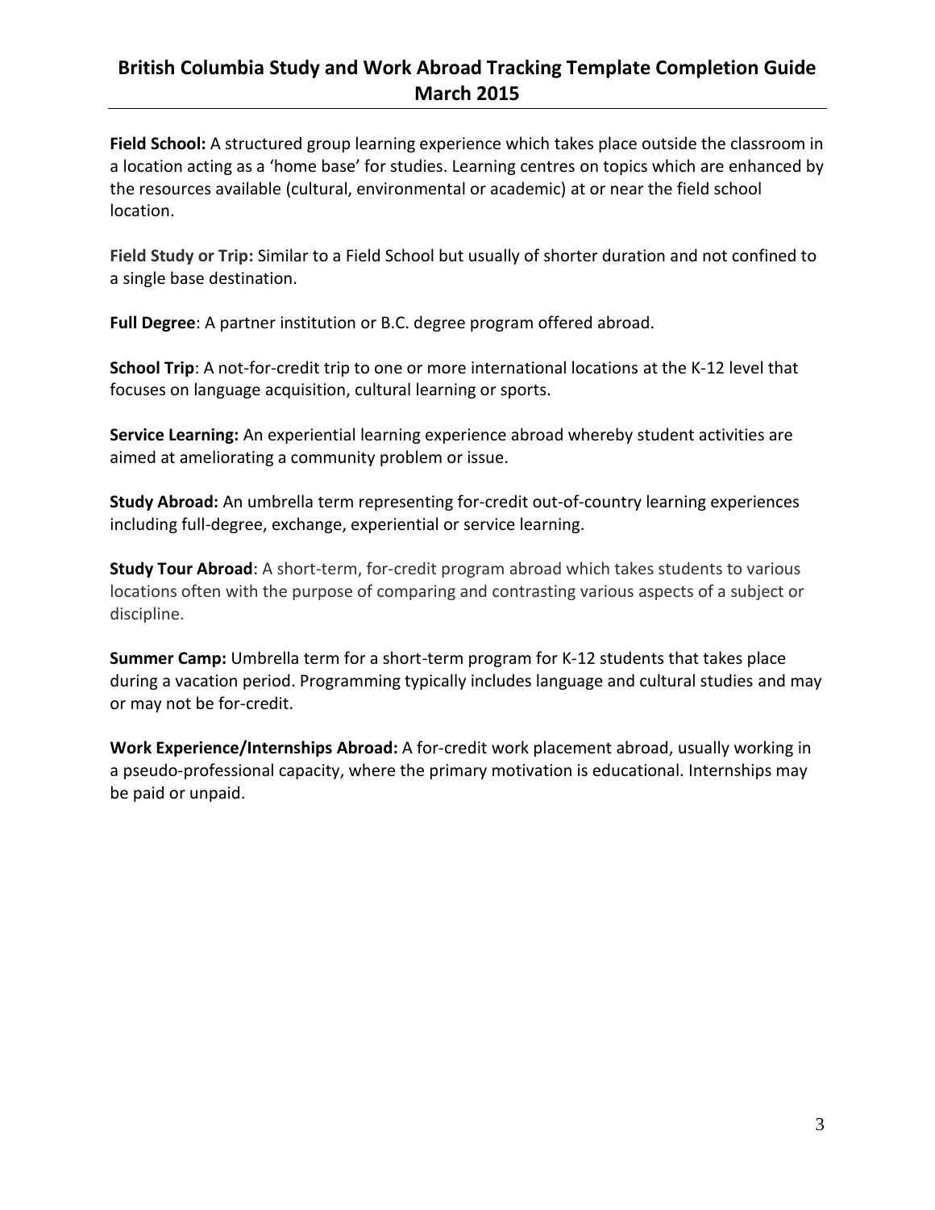**Field School:** A structured group learning experience which takes place outside the classroom in a location acting as a 'home base' for studies. Learning centres on topics which are enhanced by the resources available (cultural, environmental or academic) at or near the field school location.

**Field Study or Trip:** Similar to a Field School but usually of shorter duration and not confined to a single base destination.

**Full Degree**: A partner institution or B.C. degree program offered abroad.

**School Trip**: A not-for-credit trip to one or more international locations at the K-12 level that focuses on language acquisition, cultural learning or sports.

**Service Learning:** An experiential learning experience abroad whereby student activities are aimed at ameliorating a community problem or issue.

**Study Abroad:** An umbrella term representing for-credit out-of-country learning experiences including full-degree, exchange, experiential or service learning.

**Study Tour Abroad**: A short-term, for-credit program abroad which takes students to various locations often with the purpose of comparing and contrasting various aspects of a subject or discipline.

**Summer Camp:** Umbrella term for a short-term program for K-12 students that takes place during a vacation period. Programming typically includes language and cultural studies and may or may not be for-credit.

**Work Experience/Internships Abroad:** A for-credit work placement abroad, usually working in a pseudo-professional capacity, where the primary motivation is educational. Internships may be paid or unpaid.